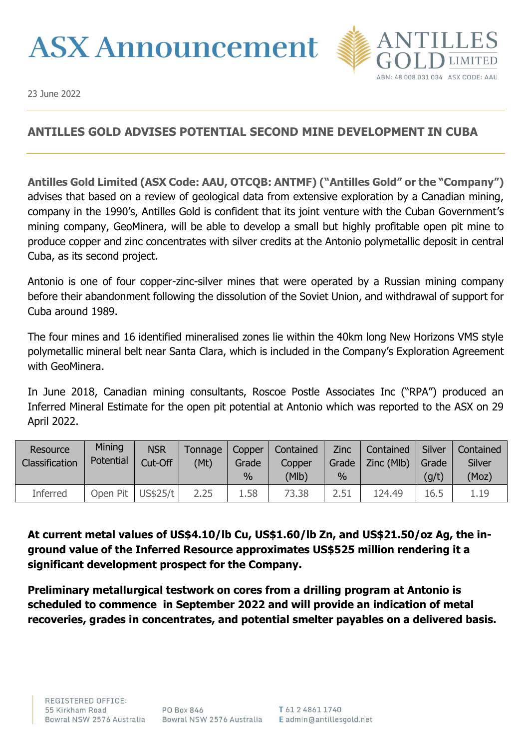# ASX Announcement

ANTILLES GOLD LIMITED

ABN: 48 008 031 034 ASX CODE: AAU

23 June 2022

## ANTILLES GOLD ADVISES POTENTIAL SECOND MINE DEVELOPMENT IN CUBA

**Antilles Gold Limited (ASX Code: AAU, OTCQB: ANTMF) ("Antilles Gold" or the "Company")** advises that based on a review of geological data from extensive exploration by a Canadian mining, company in the 1990's, Antilles Gold is confident that its joint venture with the Cuban Government's mining company, GeoMinera, will be able to develop a small but highly profitable open pit mine to produce copper and zinc concentrates with silver credits at the Antonio polymetallic deposit in central Cuba, as its second project.

Antonio is one of four copper-zinc-silver mines that were operated by a Russian mining company before their abandonment following the dissolution of the Soviet Union, and withdrawal of support for Cuba around 1989.

The four mines and 16 identified mineralised zones lie within the 40km long New Horizons VMS style polymetallic mineral belt near Santa Clara, which is included in the Company's Exploration Agreement with GeoMinera.

In June 2018, Canadian mining consultants, Roscoe Postle Associates Inc ("RPA") produced an Inferred Mineral Estimate for the open pit potential at Antonio which was reported to the ASX on 29 April 2022.

| Resource Classification | Mining Potential | NSR Cut-Off | Tonnage (Mt) | Copper Grade % | Contained Copper (Mlb) | Zinc Grade % | Contained Zinc (Mlb) | Silver Grade (g/t) | Contained Silver (Moz) |
|---|---|---|---|---|---|---|---|---|---|
| Inferred | Open Pit | US$25/t | 2.25 | 1.58 | 73.38 | 2.51 | 124.49 | 16.5 | 1.19 |

**At current metal values of US$4.10/lb Cu, US$1.60/lb Zn, and US$21.50/oz Ag, the in-ground value of the Inferred Resource approximates US$525 million rendering it a significant development prospect for the Company.**

**Preliminary metallurgical testwork on cores from a drilling program at Antonio is scheduled to commence in September 2022 and will provide an indication of metal recoveries, grades in concentrates, and potential smelter payables on a delivered basis.**

REGISTERED OFFICE:
55 Kirkham Road
Bowral NSW 2576 Australia

PO Box 846
Bowral NSW 2576 Australia

T 61 2 4861 1740
E admin@antillesgold.net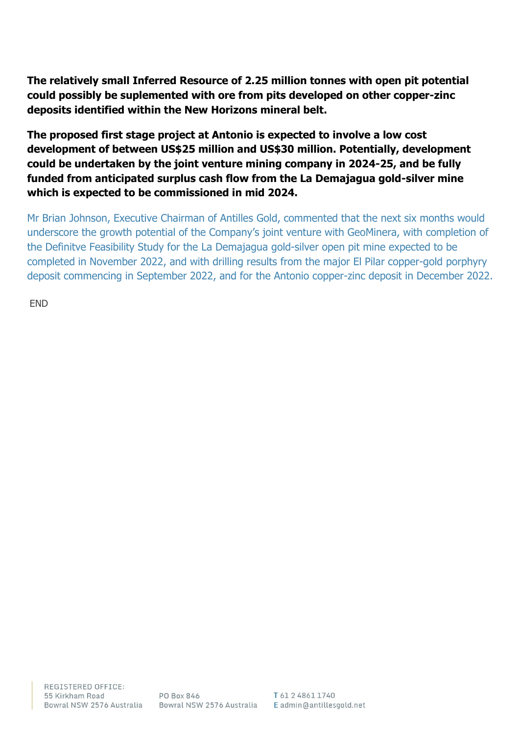**The relatively small Inferred Resource of 2.25 million tonnes with open pit potential could possibly be suplemented with ore from pits developed on other copper-zinc deposits identified within the New Horizons mineral belt.**

**The proposed first stage project at Antonio is expected to involve a low cost development of between US$25 million and US$30 million. Potentially, development could be undertaken by the joint venture mining company in 2024-25, and be fully funded from anticipated surplus cash flow from the La Demajagua gold-silver mine which is expected to be commissioned in mid 2024.**

Mr Brian Johnson, Executive Chairman of Antilles Gold, commented that the next six months would underscore the growth potential of the Company's joint venture with GeoMinera, with completion of the Definitve Feasibility Study for the La Demajagua gold-silver open pit mine expected to be completed in November 2022, and with drilling results from the major El Pilar copper-gold porphyry deposit commencing in September 2022, and for the Antonio copper-zinc deposit in December 2022.

END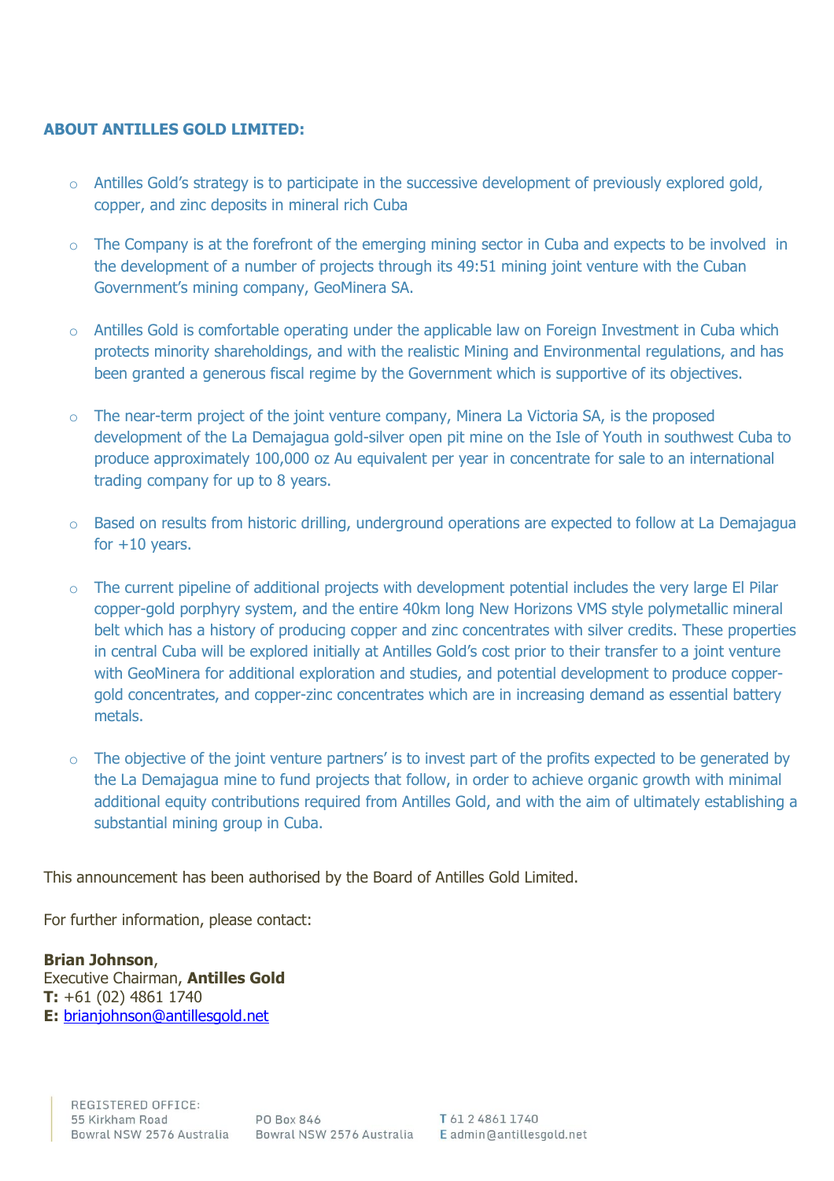## ABOUT ANTILLES GOLD LIMITED:

- Antilles Gold's strategy is to participate in the successive development of previously explored gold, copper, and zinc deposits in mineral rich Cuba
- The Company is at the forefront of the emerging mining sector in Cuba and expects to be involved in the development of a number of projects through its 49:51 mining joint venture with the Cuban Government's mining company, GeoMinera SA.
- Antilles Gold is comfortable operating under the applicable law on Foreign Investment in Cuba which protects minority shareholdings, and with the realistic Mining and Environmental regulations, and has been granted a generous fiscal regime by the Government which is supportive of its objectives.
- The near-term project of the joint venture company, Minera La Victoria SA, is the proposed development of the La Demajagua gold-silver open pit mine on the Isle of Youth in southwest Cuba to produce approximately 100,000 oz Au equivalent per year in concentrate for sale to an international trading company for up to 8 years.
- Based on results from historic drilling, underground operations are expected to follow at La Demajagua for +10 years.
- The current pipeline of additional projects with development potential includes the very large El Pilar copper-gold porphyry system, and the entire 40km long New Horizons VMS style polymetallic mineral belt which has a history of producing copper and zinc concentrates with silver credits. These properties in central Cuba will be explored initially at Antilles Gold's cost prior to their transfer to a joint venture with GeoMinera for additional exploration and studies, and potential development to produce copper-gold concentrates, and copper-zinc concentrates which are in increasing demand as essential battery metals.
- The objective of the joint venture partners' is to invest part of the profits expected to be generated by the La Demajagua mine to fund projects that follow, in order to achieve organic growth with minimal additional equity contributions required from Antilles Gold, and with the aim of ultimately establishing a substantial mining group in Cuba.

This announcement has been authorised by the Board of Antilles Gold Limited.

For further information, please contact:

**Brian Johnson**,
Executive Chairman, **Antilles Gold**
**T:** +61 (02) 4861 1740
**E:** brianjohnson@antillesgold.net

REGISTERED OFFICE:
55 Kirkham Road
Bowral NSW 2576 Australia

PO Box 846
Bowral NSW 2576 Australia

T 61 2 4861 1740
E admin@antillesgold.net